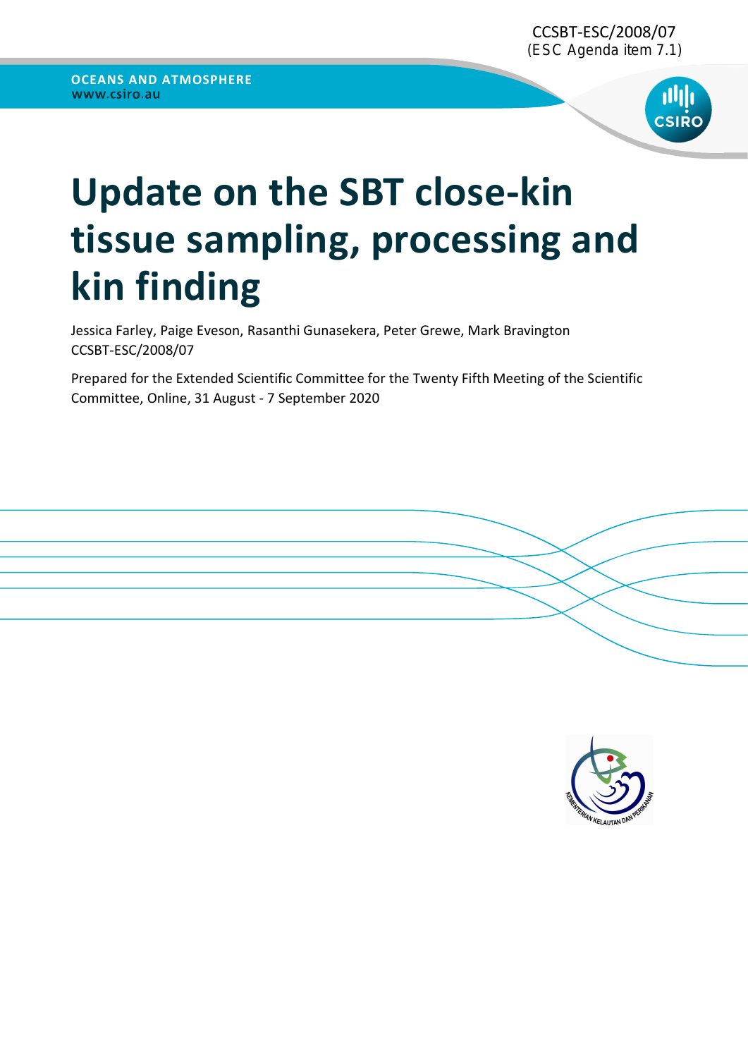CCSBT-ESC/2008/07
(ESC Agenda item 7.1)

OCEANS AND ATMOSPHERE
www.csiro.au

# Update on the SBT close-kin tissue sampling, processing and kin finding

Jessica Farley, Paige Eveson, Rasanthi Gunasekera, Peter Grewe, Mark Bravington
CCSBT-ESC/2008/07

Prepared for the Extended Scientific Committee for the Twenty Fifth Meeting of the Scientific Committee, Online, 31 August - 7 September 2020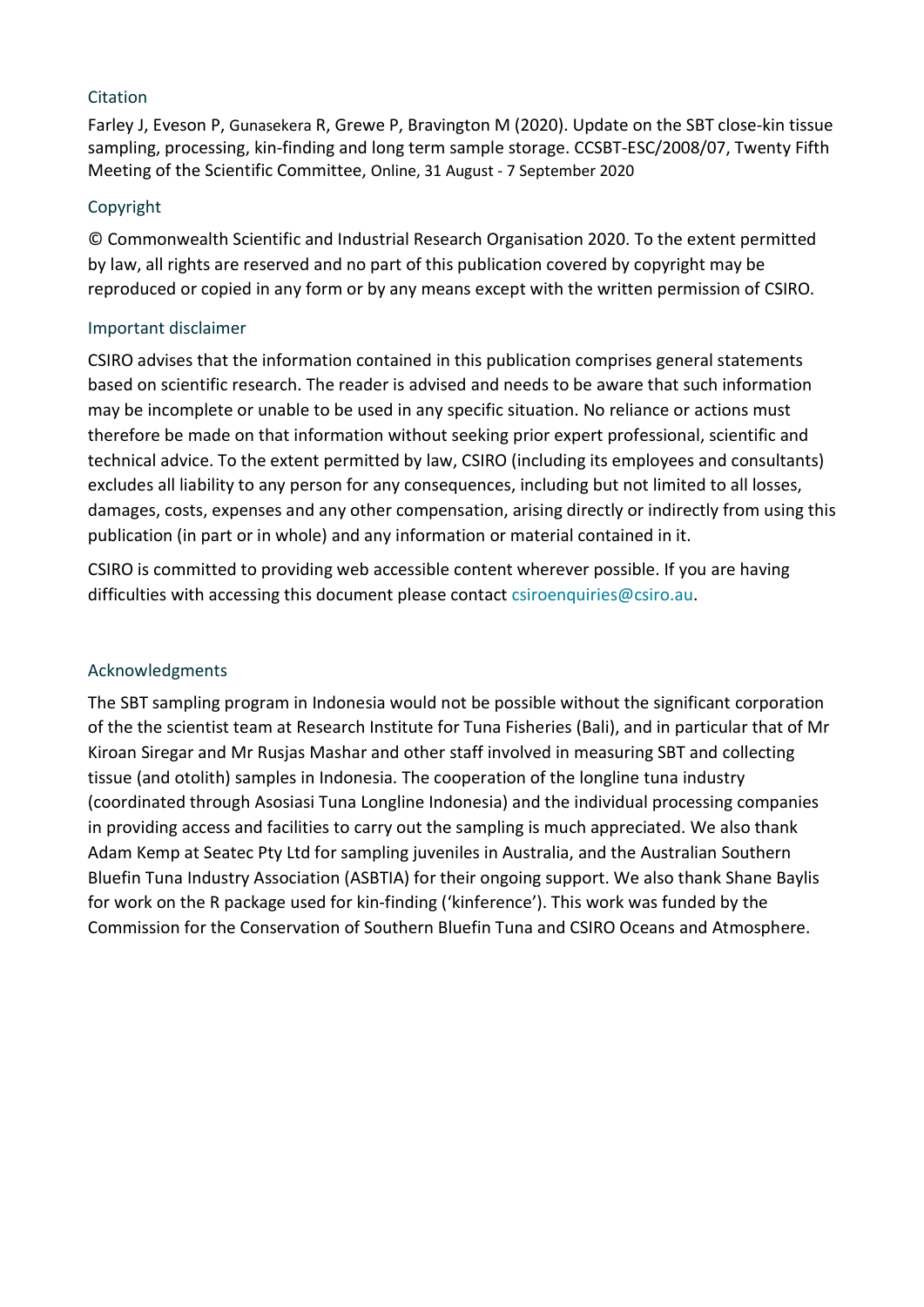### Citation

Farley J, Eveson P, Gunasekera R, Grewe P, Bravington M (2020). Update on the SBT close-kin tissue sampling, processing, kin-finding and long term sample storage. CCSBT-ESC/2008/07, Twenty Fifth Meeting of the Scientific Committee, Online, 31 August - 7 September 2020

### Copyright

© Commonwealth Scientific and Industrial Research Organisation 2020. To the extent permitted by law, all rights are reserved and no part of this publication covered by copyright may be reproduced or copied in any form or by any means except with the written permission of CSIRO.

### Important disclaimer

CSIRO advises that the information contained in this publication comprises general statements based on scientific research. The reader is advised and needs to be aware that such information may be incomplete or unable to be used in any specific situation. No reliance or actions must therefore be made on that information without seeking prior expert professional, scientific and technical advice. To the extent permitted by law, CSIRO (including its employees and consultants) excludes all liability to any person for any consequences, including but not limited to all losses, damages, costs, expenses and any other compensation, arising directly or indirectly from using this publication (in part or in whole) and any information or material contained in it.

CSIRO is committed to providing web accessible content wherever possible. If you are having difficulties with accessing this document please contact csiroenquiries@csiro.au.

### Acknowledgments

The SBT sampling program in Indonesia would not be possible without the significant corporation of the the scientist team at Research Institute for Tuna Fisheries (Bali), and in particular that of Mr Kiroan Siregar and Mr Rusjas Mashar and other staff involved in measuring SBT and collecting tissue (and otolith) samples in Indonesia. The cooperation of the longline tuna industry (coordinated through Asosiasi Tuna Longline Indonesia) and the individual processing companies in providing access and facilities to carry out the sampling is much appreciated. We also thank Adam Kemp at Seatec Pty Ltd for sampling juveniles in Australia, and the Australian Southern Bluefin Tuna Industry Association (ASBTIA) for their ongoing support. We also thank Shane Baylis for work on the R package used for kin-finding ('kinference'). This work was funded by the Commission for the Conservation of Southern Bluefin Tuna and CSIRO Oceans and Atmosphere.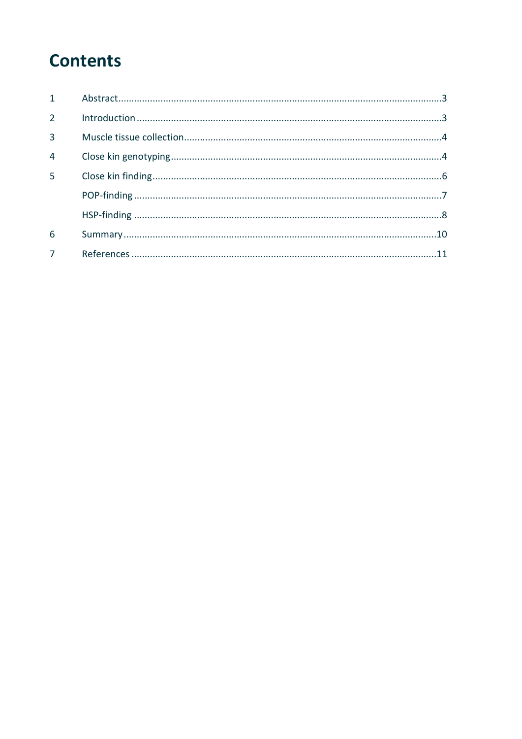# Contents

1 Abstract ........................................................................................................................3

2 Introduction ...................................................................................................................3

3 Muscle tissue collection ................................................................................................4

4 Close kin genotyping .....................................................................................................4

5 Close kin finding ............................................................................................................6

  POP-finding ...................................................................................................................7

  HSP-finding ...................................................................................................................8

6 Summary .....................................................................................................................10

7 References ..................................................................................................................11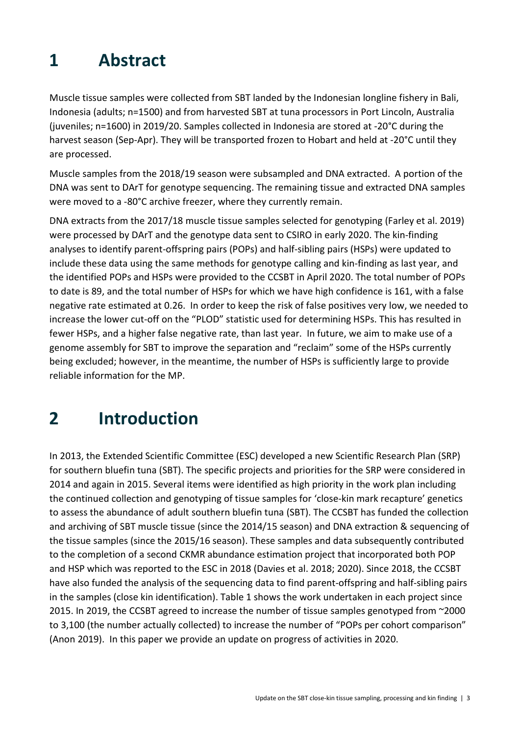# 1 Abstract

Muscle tissue samples were collected from SBT landed by the Indonesian longline fishery in Bali, Indonesia (adults; n=1500) and from harvested SBT at tuna processors in Port Lincoln, Australia (juveniles; n=1600) in 2019/20. Samples collected in Indonesia are stored at -20°C during the harvest season (Sep-Apr). They will be transported frozen to Hobart and held at -20°C until they are processed.

Muscle samples from the 2018/19 season were subsampled and DNA extracted. A portion of the DNA was sent to DArT for genotype sequencing. The remaining tissue and extracted DNA samples were moved to a -80°C archive freezer, where they currently remain.

DNA extracts from the 2017/18 muscle tissue samples selected for genotyping (Farley et al. 2019) were processed by DArT and the genotype data sent to CSIRO in early 2020. The kin-finding analyses to identify parent-offspring pairs (POPs) and half-sibling pairs (HSPs) were updated to include these data using the same methods for genotype calling and kin-finding as last year, and the identified POPs and HSPs were provided to the CCSBT in April 2020. The total number of POPs to date is 89, and the total number of HSPs for which we have high confidence is 161, with a false negative rate estimated at 0.26. In order to keep the risk of false positives very low, we needed to increase the lower cut-off on the "PLOD" statistic used for determining HSPs. This has resulted in fewer HSPs, and a higher false negative rate, than last year. In future, we aim to make use of a genome assembly for SBT to improve the separation and "reclaim" some of the HSPs currently being excluded; however, in the meantime, the number of HSPs is sufficiently large to provide reliable information for the MP.

# 2 Introduction

In 2013, the Extended Scientific Committee (ESC) developed a new Scientific Research Plan (SRP) for southern bluefin tuna (SBT). The specific projects and priorities for the SRP were considered in 2014 and again in 2015. Several items were identified as high priority in the work plan including the continued collection and genotyping of tissue samples for 'close-kin mark recapture' genetics to assess the abundance of adult southern bluefin tuna (SBT). The CCSBT has funded the collection and archiving of SBT muscle tissue (since the 2014/15 season) and DNA extraction & sequencing of the tissue samples (since the 2015/16 season). These samples and data subsequently contributed to the completion of a second CKMR abundance estimation project that incorporated both POP and HSP which was reported to the ESC in 2018 (Davies et al. 2018; 2020). Since 2018, the CCSBT have also funded the analysis of the sequencing data to find parent-offspring and half-sibling pairs in the samples (close kin identification). Table 1 shows the work undertaken in each project since 2015. In 2019, the CCSBT agreed to increase the number of tissue samples genotyped from ~2000 to 3,100 (the number actually collected) to increase the number of "POPs per cohort comparison" (Anon 2019). In this paper we provide an update on progress of activities in 2020.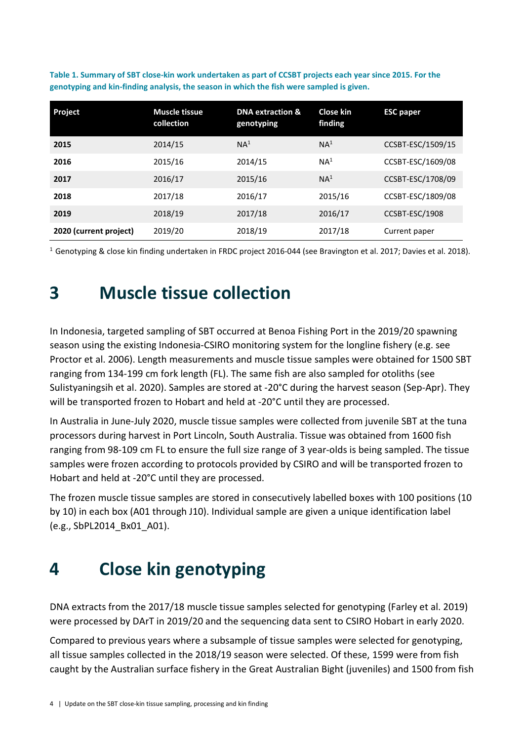**Table 1. Summary of SBT close-kin work undertaken as part of CCSBT projects each year since 2015. For the genotyping and kin-finding analysis, the season in which the fish were sampled is given.**

| Project | Muscle tissue collection | DNA extraction & genotyping | Close kin finding | ESC paper |
|---|---|---|---|---|
| **2015** | 2014/15 | NA[1] | NA[1] | CCSBT-ESC/1509/15 |
| **2016** | 2015/16 | 2014/15 | NA[1] | CCSBT-ESC/1609/08 |
| **2017** | 2016/17 | 2015/16 | NA[1] | CCSBT-ESC/1708/09 |
| **2018** | 2017/18 | 2016/17 | 2015/16 | CCSBT-ESC/1809/08 |
| **2019** | 2018/19 | 2017/18 | 2016/17 | CCSBT-ESC/1908 |
| **2020 (current project)** | 2019/20 | 2018/19 | 2017/18 | Current paper |

[1] Genotyping & close kin finding undertaken in FRDC project 2016-044 (see Bravington et al. 2017; Davies et al. 2018).

# 3 Muscle tissue collection

In Indonesia, targeted sampling of SBT occurred at Benoa Fishing Port in the 2019/20 spawning season using the existing Indonesia-CSIRO monitoring system for the longline fishery (e.g. see Proctor et al. 2006). Length measurements and muscle tissue samples were obtained for 1500 SBT ranging from 134-199 cm fork length (FL). The same fish are also sampled for otoliths (see Sulistyaningsih et al. 2020). Samples are stored at -20°C during the harvest season (Sep-Apr). They will be transported frozen to Hobart and held at -20°C until they are processed.

In Australia in June-July 2020, muscle tissue samples were collected from juvenile SBT at the tuna processors during harvest in Port Lincoln, South Australia. Tissue was obtained from 1600 fish ranging from 98-109 cm FL to ensure the full size range of 3 year-olds is being sampled. The tissue samples were frozen according to protocols provided by CSIRO and will be transported frozen to Hobart and held at -20°C until they are processed.

The frozen muscle tissue samples are stored in consecutively labelled boxes with 100 positions (10 by 10) in each box (A01 through J10). Individual sample are given a unique identification label (e.g., SbPL2014_Bx01_A01).

# 4 Close kin genotyping

DNA extracts from the 2017/18 muscle tissue samples selected for genotyping (Farley et al. 2019) were processed by DArT in 2019/20 and the sequencing data sent to CSIRO Hobart in early 2020.

Compared to previous years where a subsample of tissue samples were selected for genotyping, all tissue samples collected in the 2018/19 season were selected. Of these, 1599 were from fish caught by the Australian surface fishery in the Great Australian Bight (juveniles) and 1500 from fish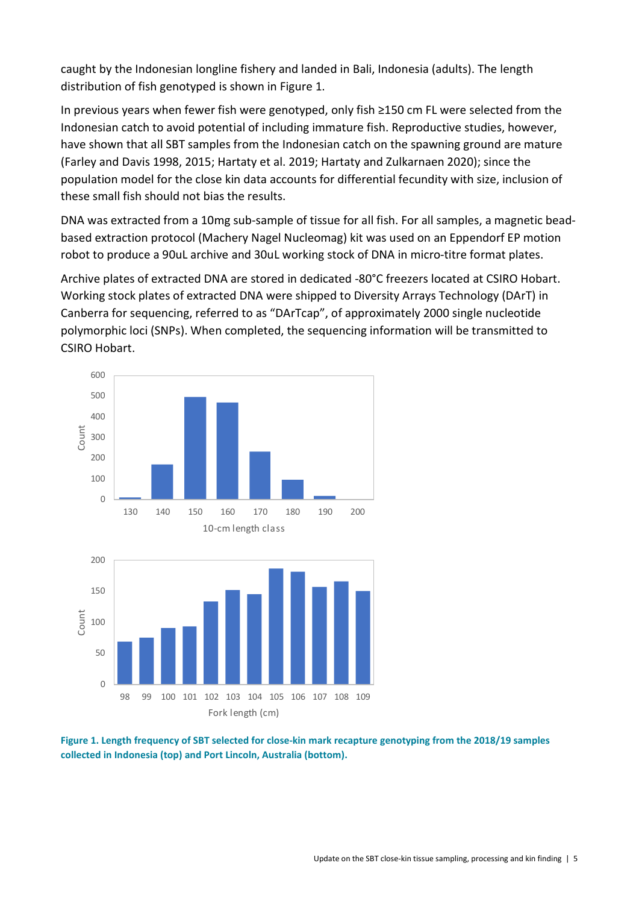caught by the Indonesian longline fishery and landed in Bali, Indonesia (adults). The length distribution of fish genotyped is shown in Figure 1.

In previous years when fewer fish were genotyped, only fish ≥150 cm FL were selected from the Indonesian catch to avoid potential of including immature fish. Reproductive studies, however, have shown that all SBT samples from the Indonesian catch on the spawning ground are mature (Farley and Davis 1998, 2015; Hartaty et al. 2019; Hartaty and Zulkarnaen 2020); since the population model for the close kin data accounts for differential fecundity with size, inclusion of these small fish should not bias the results.

DNA was extracted from a 10mg sub-sample of tissue for all fish. For all samples, a magnetic bead-based extraction protocol (Machery Nagel Nucleomag) kit was used on an Eppendorf EP motion robot to produce a 90uL archive and 30uL working stock of DNA in micro-titre format plates.

Archive plates of extracted DNA are stored in dedicated -80°C freezers located at CSIRO Hobart. Working stock plates of extracted DNA were shipped to Diversity Arrays Technology (DArT) in Canberra for sequencing, referred to as "DArTcap", of approximately 2000 single nucleotide polymorphic loci (SNPs). When completed, the sequencing information will be transmitted to CSIRO Hobart.

**Figure 1. Length frequency of SBT selected for close-kin mark recapture genotyping from the 2018/19 samples collected in Indonesia (top) and Port Lincoln, Australia (bottom).**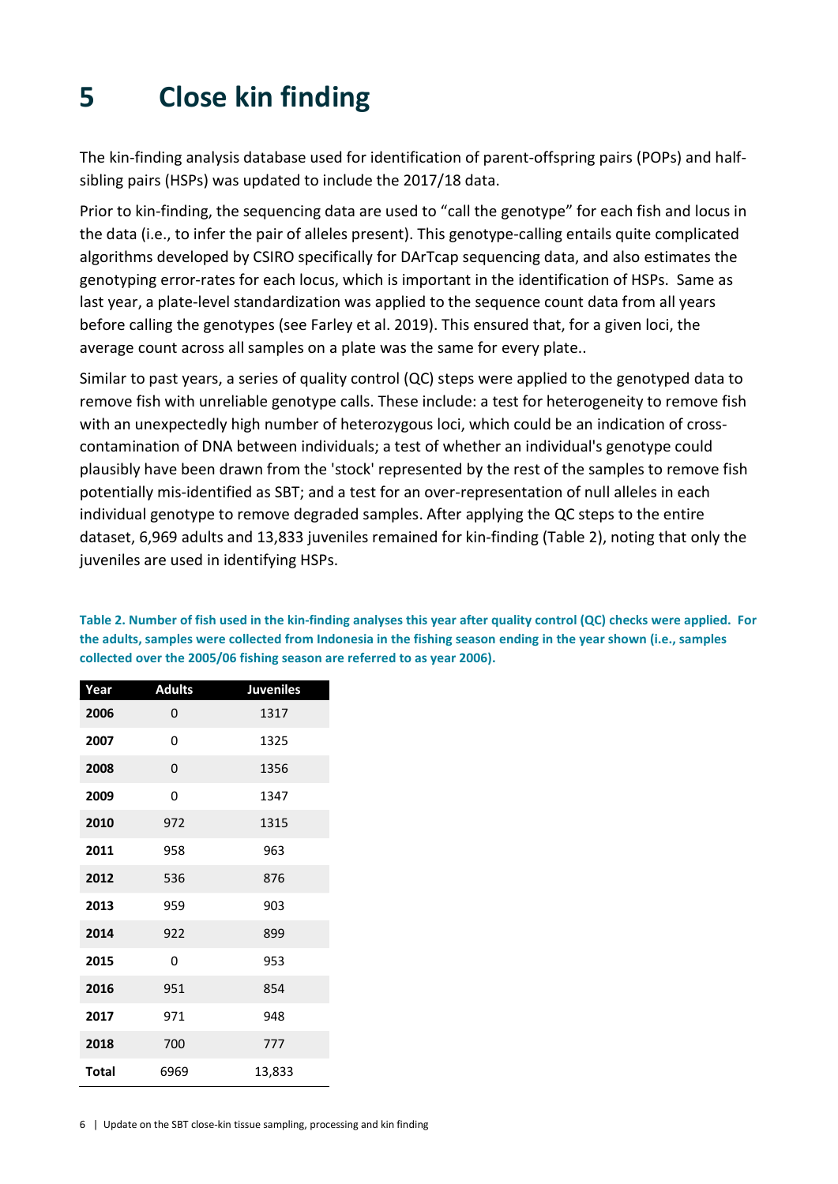# 5 Close kin finding

The kin-finding analysis database used for identification of parent-offspring pairs (POPs) and half-sibling pairs (HSPs) was updated to include the 2017/18 data.

Prior to kin-finding, the sequencing data are used to "call the genotype" for each fish and locus in the data (i.e., to infer the pair of alleles present). This genotype-calling entails quite complicated algorithms developed by CSIRO specifically for DArTcap sequencing data, and also estimates the genotyping error-rates for each locus, which is important in the identification of HSPs. Same as last year, a plate-level standardization was applied to the sequence count data from all years before calling the genotypes (see Farley et al. 2019). This ensured that, for a given loci, the average count across all samples on a plate was the same for every plate..

Similar to past years, a series of quality control (QC) steps were applied to the genotyped data to remove fish with unreliable genotype calls. These include: a test for heterogeneity to remove fish with an unexpectedly high number of heterozygous loci, which could be an indication of cross-contamination of DNA between individuals; a test of whether an individual's genotype could plausibly have been drawn from the 'stock' represented by the rest of the samples to remove fish potentially mis-identified as SBT; and a test for an over-representation of null alleles in each individual genotype to remove degraded samples. After applying the QC steps to the entire dataset, 6,969 adults and 13,833 juveniles remained for kin-finding (Table 2), noting that only the juveniles are used in identifying HSPs.

**Table 2. Number of fish used in the kin-finding analyses this year after quality control (QC) checks were applied. For the adults, samples were collected from Indonesia in the fishing season ending in the year shown (i.e., samples collected over the 2005/06 fishing season are referred to as year 2006).**

| Year | Adults | Juveniles |
|---|---|---|
| **2006** | 0 | 1317 |
| **2007** | 0 | 1325 |
| **2008** | 0 | 1356 |
| **2009** | 0 | 1347 |
| **2010** | 972 | 1315 |
| **2011** | 958 | 963 |
| **2012** | 536 | 876 |
| **2013** | 959 | 903 |
| **2014** | 922 | 899 |
| **2015** | 0 | 953 |
| **2016** | 951 | 854 |
| **2017** | 971 | 948 |
| **2018** | 700 | 777 |
| **Total** | 6969 | 13,833 |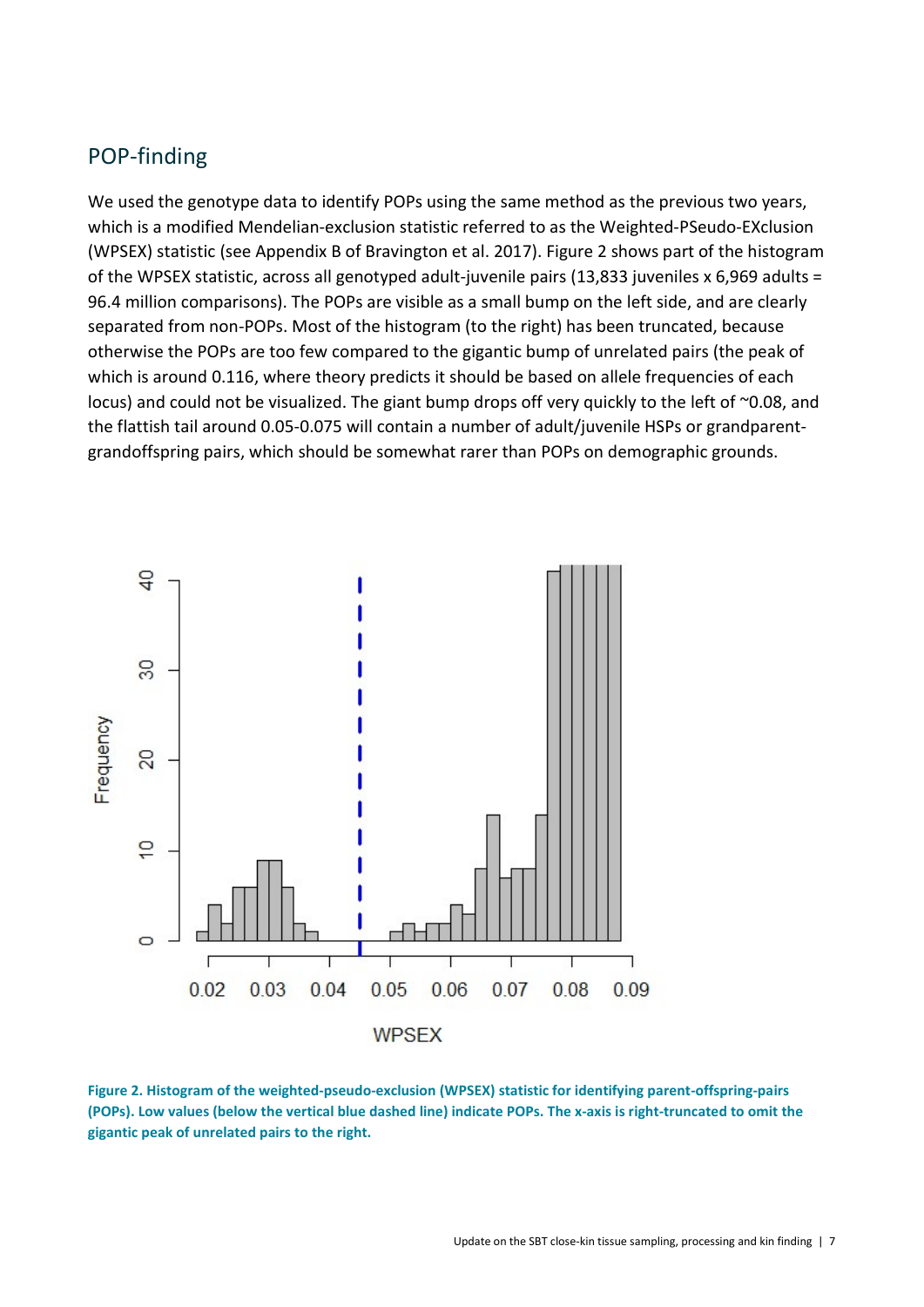## POP-finding

We used the genotype data to identify POPs using the same method as the previous two years, which is a modified Mendelian-exclusion statistic referred to as the Weighted-PSeudo-EXclusion (WPSEX) statistic (see Appendix B of Bravington et al. 2017). Figure 2 shows part of the histogram of the WPSEX statistic, across all genotyped adult-juvenile pairs (13,833 juveniles x 6,969 adults = 96.4 million comparisons). The POPs are visible as a small bump on the left side, and are clearly separated from non-POPs. Most of the histogram (to the right) has been truncated, because otherwise the POPs are too few compared to the gigantic bump of unrelated pairs (the peak of which is around 0.116, where theory predicts it should be based on allele frequencies of each locus) and could not be visualized. The giant bump drops off very quickly to the left of ~0.08, and the flattish tail around 0.05-0.075 will contain a number of adult/juvenile HSPs or grandparent-grandoffspring pairs, which should be somewhat rarer than POPs on demographic grounds.

**Figure 2. Histogram of the weighted-pseudo-exclusion (WPSEX) statistic for identifying parent-offspring-pairs (POPs). Low values (below the vertical blue dashed line) indicate POPs. The x-axis is right-truncated to omit the gigantic peak of unrelated pairs to the right.**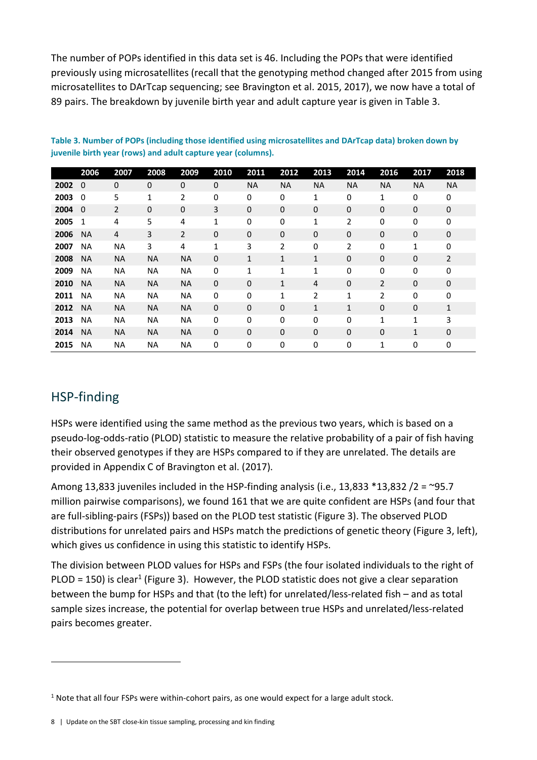The number of POPs identified in this data set is 46. Including the POPs that were identified previously using microsatellites (recall that the genotyping method changed after 2015 from using microsatellites to DArTcap sequencing; see Bravington et al. 2015, 2017), we now have a total of 89 pairs. The breakdown by juvenile birth year and adult capture year is given in Table 3.

**Table 3. Number of POPs (including those identified using microsatellites and DArTcap data) broken down by juvenile birth year (rows) and adult capture year (columns).**

| | 2006 | 2007 | 2008 | 2009 | 2010 | 2011 | 2012 | 2013 | 2014 | 2016 | 2017 | 2018 |
|---|---|---|---|---|---|---|---|---|---|---|---|---|
| **2002** | 0 | 0 | 0 | 0 | 0 | NA | NA | NA | NA | NA | NA | NA |
| **2003** | 0 | 5 | 1 | 2 | 0 | 0 | 0 | 1 | 0 | 1 | 0 | 0 |
| **2004** | 0 | 2 | 0 | 0 | 3 | 0 | 0 | 0 | 0 | 0 | 0 | 0 |
| **2005** | 1 | 4 | 5 | 4 | 1 | 0 | 0 | 1 | 2 | 0 | 0 | 0 |
| **2006** | NA | 4 | 3 | 2 | 0 | 0 | 0 | 0 | 0 | 0 | 0 | 0 |
| **2007** | NA | NA | 3 | 4 | 1 | 3 | 2 | 0 | 2 | 0 | 1 | 0 |
| **2008** | NA | NA | NA | NA | 0 | 1 | 1 | 1 | 0 | 0 | 0 | 2 |
| **2009** | NA | NA | NA | NA | 0 | 1 | 1 | 1 | 0 | 0 | 0 | 0 |
| **2010** | NA | NA | NA | NA | 0 | 0 | 1 | 4 | 0 | 2 | 0 | 0 |
| **2011** | NA | NA | NA | NA | 0 | 0 | 1 | 2 | 1 | 2 | 0 | 0 |
| **2012** | NA | NA | NA | NA | 0 | 0 | 0 | 1 | 1 | 0 | 0 | 1 |
| **2013** | NA | NA | NA | NA | 0 | 0 | 0 | 0 | 0 | 1 | 1 | 3 |
| **2014** | NA | NA | NA | NA | 0 | 0 | 0 | 0 | 0 | 0 | 1 | 0 |
| **2015** | NA | NA | NA | NA | 0 | 0 | 0 | 0 | 0 | 1 | 0 | 0 |

## HSP-finding

HSPs were identified using the same method as the previous two years, which is based on a pseudo-log-odds-ratio (PLOD) statistic to measure the relative probability of a pair of fish having their observed genotypes if they are HSPs compared to if they are unrelated. The details are provided in Appendix C of Bravington et al. (2017).

Among 13,833 juveniles included in the HSP-finding analysis (i.e., 13,833 *13,832 /2 = ~95.7 million pairwise comparisons), we found 161 that we are quite confident are HSPs (and four that are full-sibling-pairs (FSPs)) based on the PLOD test statistic (Figure 3). The observed PLOD distributions for unrelated pairs and HSPs match the predictions of genetic theory (Figure 3, left), which gives us confidence in using this statistic to identify HSPs.

The division between PLOD values for HSPs and FSPs (the four isolated individuals to the right of PLOD = 150) is clear[1] (Figure 3). However, the PLOD statistic does not give a clear separation between the bump for HSPs and that (to the left) for unrelated/less-related fish – and as total sample sizes increase, the potential for overlap between true HSPs and unrelated/less-related pairs becomes greater.

[1] Note that all four FSPs were within-cohort pairs, as one would expect for a large adult stock.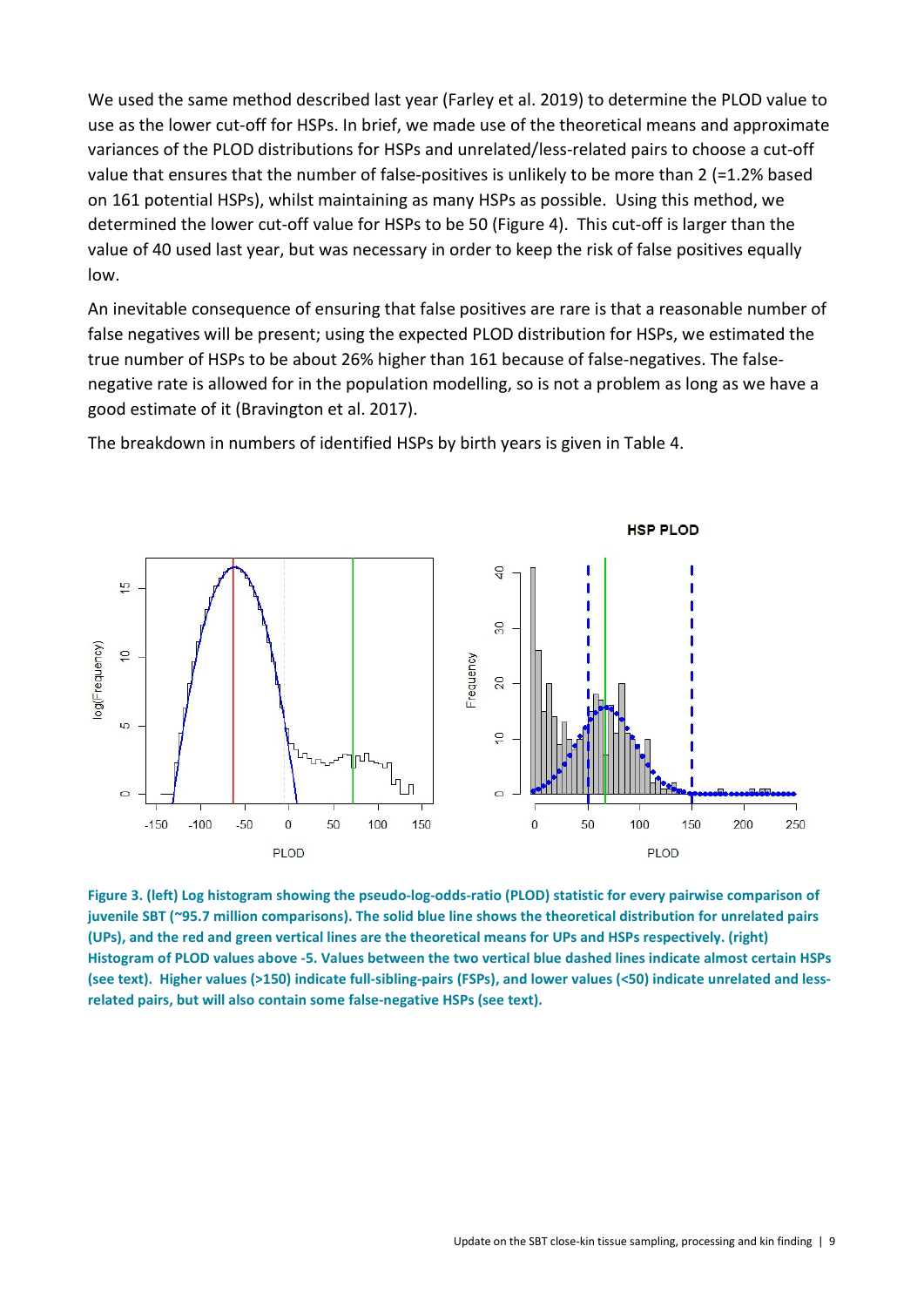We used the same method described last year (Farley et al. 2019) to determine the PLOD value to use as the lower cut-off for HSPs. In brief, we made use of the theoretical means and approximate variances of the PLOD distributions for HSPs and unrelated/less-related pairs to choose a cut-off value that ensures that the number of false-positives is unlikely to be more than 2 (=1.2% based on 161 potential HSPs), whilst maintaining as many HSPs as possible. Using this method, we determined the lower cut-off value for HSPs to be 50 (Figure 4). This cut-off is larger than the value of 40 used last year, but was necessary in order to keep the risk of false positives equally low.

An inevitable consequence of ensuring that false positives are rare is that a reasonable number of false negatives will be present; using the expected PLOD distribution for HSPs, we estimated the true number of HSPs to be about 26% higher than 161 because of false-negatives. The false-negative rate is allowed for in the population modelling, so is not a problem as long as we have a good estimate of it (Bravington et al. 2017).

The breakdown in numbers of identified HSPs by birth years is given in Table 4.

**Figure 3. (left) Log histogram showing the pseudo-log-odds-ratio (PLOD) statistic for every pairwise comparison of juvenile SBT (~95.7 million comparisons). The solid blue line shows the theoretical distribution for unrelated pairs (UPs), and the red and green vertical lines are the theoretical means for UPs and HSPs respectively. (right) Histogram of PLOD values above -5. Values between the two vertical blue dashed lines indicate almost certain HSPs (see text). Higher values (>150) indicate full-sibling-pairs (FSPs), and lower values (<50) indicate unrelated and less-related pairs, but will also contain some false-negative HSPs (see text).**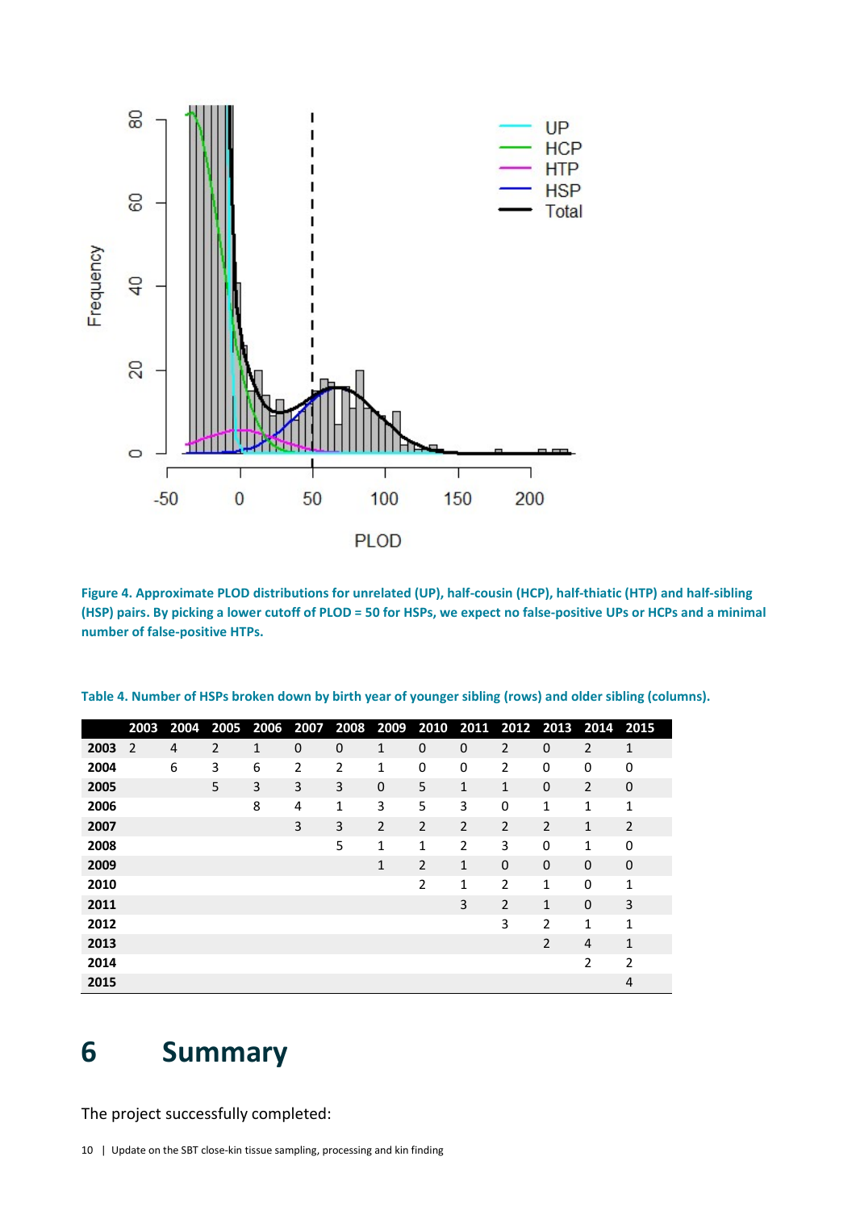Figure 4. Approximate PLOD distributions for unrelated (UP), half-cousin (HCP), half-thiatic (HTP) and half-sibling (HSP) pairs. By picking a lower cutoff of PLOD = 50 for HSPs, we expect no false-positive UPs or HCPs and a minimal number of false-positive HTPs.

Table 4. Number of HSPs broken down by birth year of younger sibling (rows) and older sibling (columns).

| | 2003 | 2004 | 2005 | 2006 | 2007 | 2008 | 2009 | 2010 | 2011 | 2012 | 2013 | 2014 | 2015 |
|---|---|---|---|---|---|---|---|---|---|---|---|---|---|
| **2003** | 2 | 4 | 2 | 1 | 0 | 0 | 1 | 0 | 0 | 2 | 0 | 2 | 1 |
| **2004** | | 6 | 3 | 6 | 2 | 2 | 1 | 0 | 0 | 2 | 0 | 0 | 0 |
| **2005** | | | 5 | 3 | 3 | 3 | 0 | 5 | 1 | 1 | 0 | 2 | 0 |
| **2006** | | | | 8 | 4 | 1 | 3 | 5 | 3 | 0 | 1 | 1 | 1 |
| **2007** | | | | | 3 | 3 | 2 | 2 | 2 | 2 | 2 | 1 | 2 |
| **2008** | | | | | | 5 | 1 | 1 | 2 | 3 | 0 | 1 | 0 |
| **2009** | | | | | | | 1 | 2 | 1 | 0 | 0 | 0 | 0 |
| **2010** | | | | | | | | 2 | 1 | 2 | 1 | 0 | 1 |
| **2011** | | | | | | | | | 3 | 2 | 1 | 0 | 3 |
| **2012** | | | | | | | | | | 3 | 2 | 1 | 1 |
| **2013** | | | | | | | | | | | 2 | 4 | 1 |
| **2014** | | | | | | | | | | | | 2 | 2 |
| **2015** | | | | | | | | | | | | | 4 |

# 6 Summary

The project successfully completed: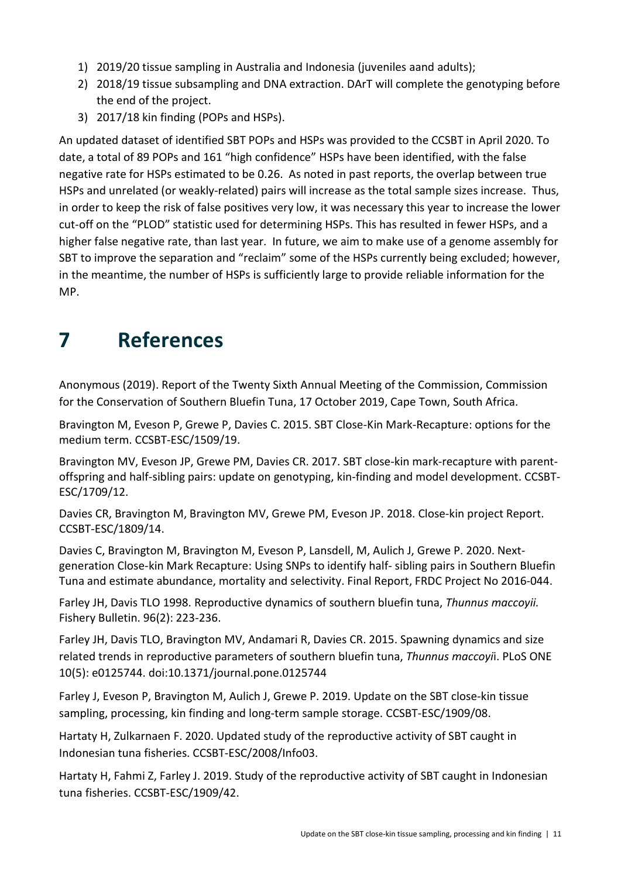1) 2019/20 tissue sampling in Australia and Indonesia (juveniles aand adults);
2) 2018/19 tissue subsampling and DNA extraction. DArT will complete the genotyping before the end of the project.
3) 2017/18 kin finding (POPs and HSPs).

An updated dataset of identified SBT POPs and HSPs was provided to the CCSBT in April 2020. To date, a total of 89 POPs and 161 "high confidence" HSPs have been identified, with the false negative rate for HSPs estimated to be 0.26. As noted in past reports, the overlap between true HSPs and unrelated (or weakly-related) pairs will increase as the total sample sizes increase. Thus, in order to keep the risk of false positives very low, it was necessary this year to increase the lower cut-off on the "PLOD" statistic used for determining HSPs. This has resulted in fewer HSPs, and a higher false negative rate, than last year. In future, we aim to make use of a genome assembly for SBT to improve the separation and "reclaim" some of the HSPs currently being excluded; however, in the meantime, the number of HSPs is sufficiently large to provide reliable information for the MP.

# 7 References

Anonymous (2019). Report of the Twenty Sixth Annual Meeting of the Commission, Commission for the Conservation of Southern Bluefin Tuna, 17 October 2019, Cape Town, South Africa.

Bravington M, Eveson P, Grewe P, Davies C. 2015. SBT Close-Kin Mark-Recapture: options for the medium term. CCSBT-ESC/1509/19.

Bravington MV, Eveson JP, Grewe PM, Davies CR. 2017. SBT close-kin mark-recapture with parent-offspring and half-sibling pairs: update on genotyping, kin-finding and model development. CCSBT-ESC/1709/12.

Davies CR, Bravington M, Bravington MV, Grewe PM, Eveson JP. 2018. Close-kin project Report. CCSBT-ESC/1809/14.

Davies C, Bravington M, Bravington M, Eveson P, Lansdell, M, Aulich J, Grewe P. 2020. Next-generation Close-kin Mark Recapture: Using SNPs to identify half- sibling pairs in Southern Bluefin Tuna and estimate abundance, mortality and selectivity. Final Report, FRDC Project No 2016-044.

Farley JH, Davis TLO 1998. Reproductive dynamics of southern bluefin tuna, *Thunnus maccoyii.* Fishery Bulletin. 96(2): 223-236.

Farley JH, Davis TLO, Bravington MV, Andamari R, Davies CR. 2015. Spawning dynamics and size related trends in reproductive parameters of southern bluefin tuna, *Thunnus maccoyi*i. PLoS ONE 10(5): e0125744. doi:10.1371/journal.pone.0125744

Farley J, Eveson P, Bravington M, Aulich J, Grewe P. 2019. Update on the SBT close-kin tissue sampling, processing, kin finding and long-term sample storage. CCSBT-ESC/1909/08.

Hartaty H, Zulkarnaen F. 2020. Updated study of the reproductive activity of SBT caught in Indonesian tuna fisheries. CCSBT-ESC/2008/Info03.

Hartaty H, Fahmi Z, Farley J. 2019. Study of the reproductive activity of SBT caught in Indonesian tuna fisheries. CCSBT-ESC/1909/42.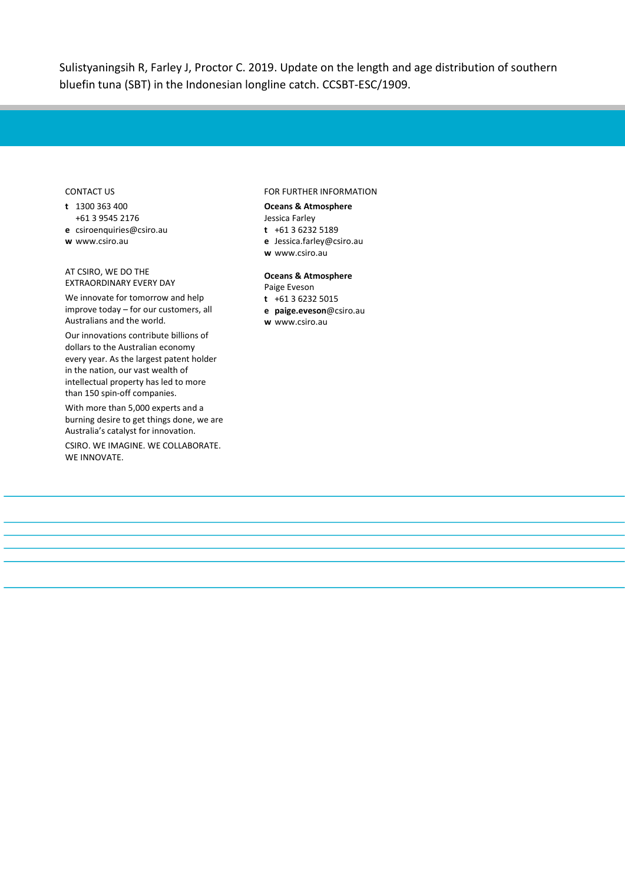Sulistyaningsih R, Farley J, Proctor C. 2019. Update on the length and age distribution of southern bluefin tuna (SBT) in the Indonesian longline catch. CCSBT-ESC/1909.

CONTACT US

**t** 1300 363 400
+61 3 9545 2176
**e** csiroenquiries@csiro.au
**w** www.csiro.au

AT CSIRO, WE DO THE EXTRAORDINARY EVERY DAY

We innovate for tomorrow and help improve today – for our customers, all Australians and the world.

Our innovations contribute billions of dollars to the Australian economy every year. As the largest patent holder in the nation, our vast wealth of intellectual property has led to more than 150 spin-off companies.

With more than 5,000 experts and a burning desire to get things done, we are Australia's catalyst for innovation.

CSIRO. WE IMAGINE. WE COLLABORATE. WE INNOVATE.

FOR FURTHER INFORMATION

**Oceans & Atmosphere**
Jessica Farley
**t** +61 3 6232 5189
**e** Jessica.farley@csiro.au
**w** www.csiro.au

**Oceans & Atmosphere**
Paige Eveson
**t** +61 3 6232 5015
**e** **paige.eveson**@csiro.au
**w** www.csiro.au